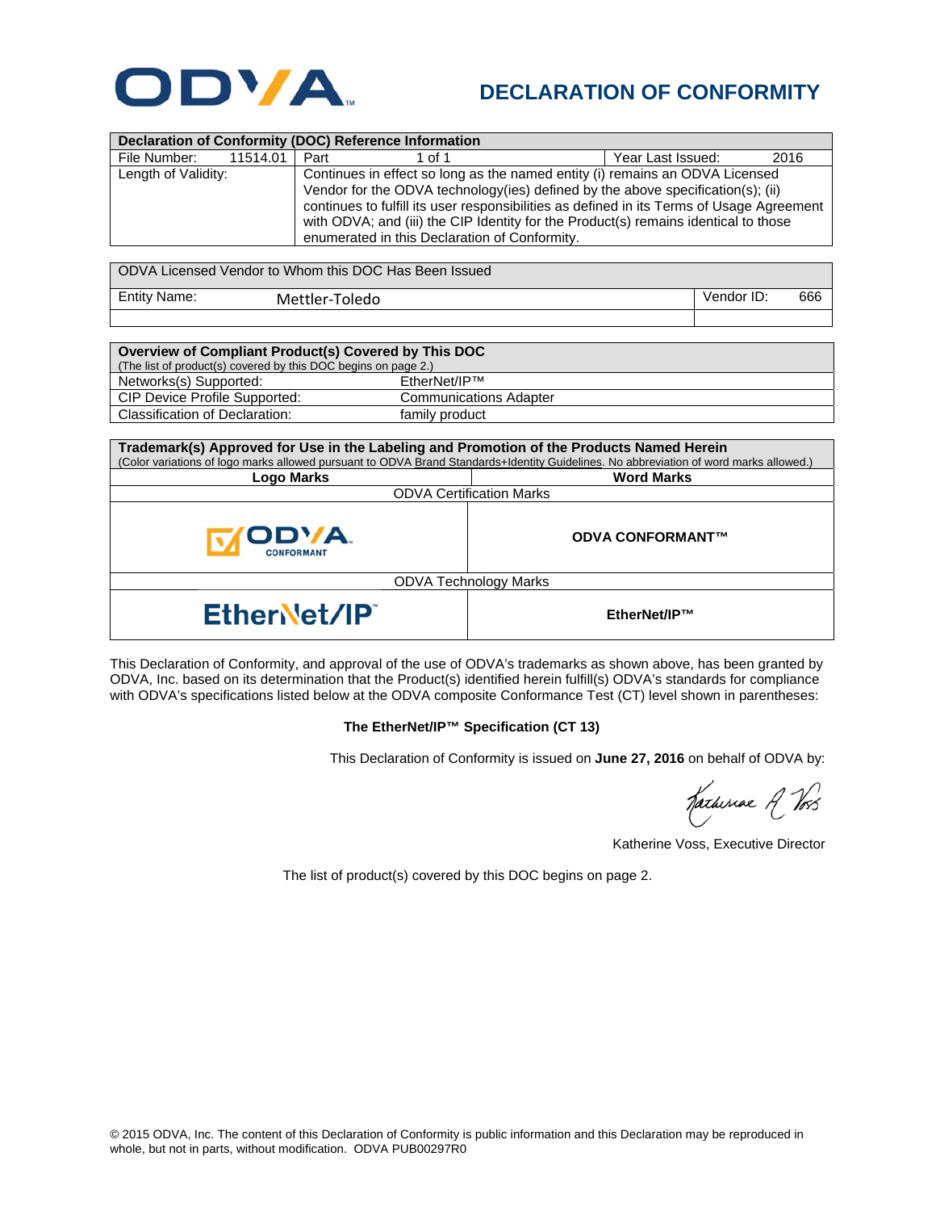# DECLARATION OF CONFORMITY

| Declaration of Conformity (DOC) Reference Information | | | |
|---|---|---|---|
| File Number: 11514.01 | Part 1 of 1 | Year Last Issued: | 2016 |
| Length of Validity: | Continues in effect so long as the named entity (i) remains an ODVA Licensed Vendor for the ODVA technology(ies) defined by the above specification(s); (ii) continues to fulfill its user responsibilities as defined in its Terms of Usage Agreement with ODVA; and (iii) the CIP Identity for the Product(s) remains identical to those enumerated in this Declaration of Conformity. | | |

| ODVA Licensed Vendor to Whom this DOC Has Been Issued | |
|---|---|
| Entity Name: Mettler-Toledo | Vendor ID: 666 |
| | |

| **Overview of Compliant Product(s) Covered by This DOC** (The list of product(s) covered by this DOC begins on page 2.) | |
|---|---|
| Networks(s) Supported: | EtherNet/IP™ |
| CIP Device Profile Supported: | Communications Adapter |
| Classification of Declaration: | family product |

| **Trademark(s) Approved for Use in the Labeling and Promotion of the Products Named Herein** (Color variations of logo marks allowed pursuant to ODVA Brand Standards+Identity Guidelines. No abbreviation of word marks allowed.) | |
|---|---|
| **Logo Marks** | **Word Marks** |
| ODVA Certification Marks | |
| ODVA CONFORMANT | **ODVA CONFORMANT™** |
| ODVA Technology Marks | |
| EtherNet/IP | **EtherNet/IP™** |

This Declaration of Conformity, and approval of the use of ODVA's trademarks as shown above, has been granted by ODVA, Inc. based on its determination that the Product(s) identified herein fulfill(s) ODVA's standards for compliance with ODVA's specifications listed below at the ODVA composite Conformance Test (CT) level shown in parentheses:

**The EtherNet/IP™ Specification (CT 13)**

This Declaration of Conformity is issued on **June 27, 2016** on behalf of ODVA by:

Katherine Voss, Executive Director

The list of product(s) covered by this DOC begins on page 2.

© 2015 ODVA, Inc. The content of this Declaration of Conformity is public information and this Declaration may be reproduced in whole, but not in parts, without modification. ODVA PUB00297R0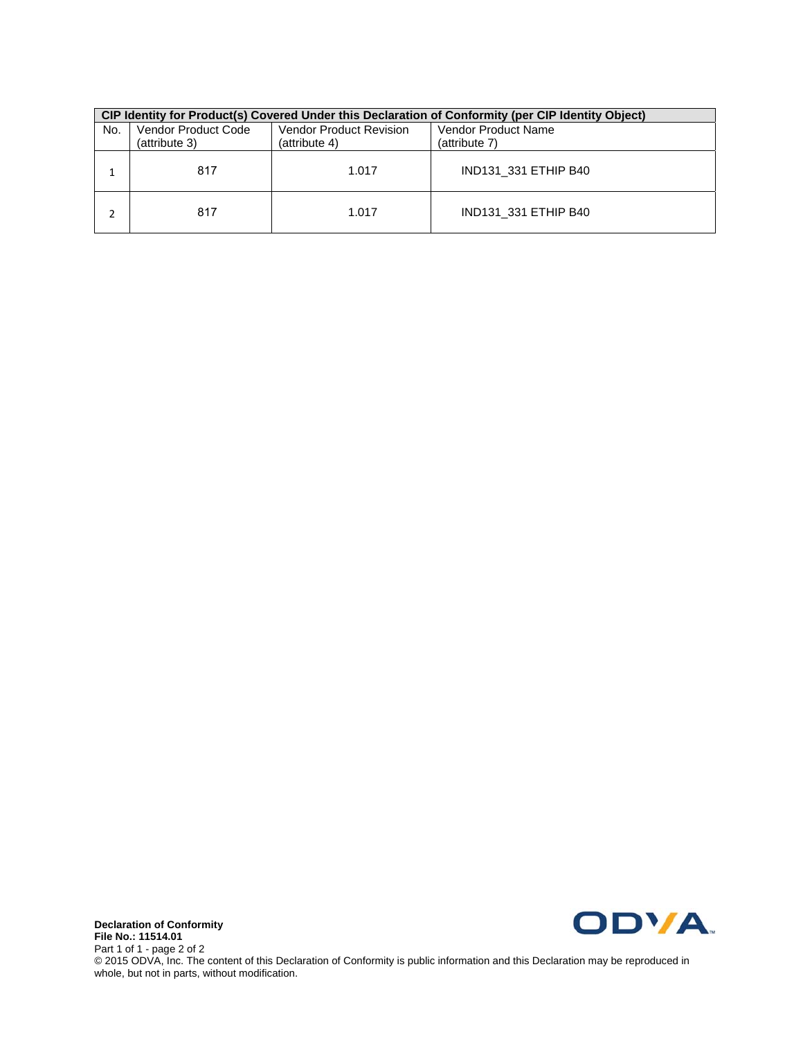| CIP Identity for Product(s) Covered Under this Declaration of Conformity (per CIP Identity Object) | | | |
|---|---|---|---|
| No. | Vendor Product Code (attribute 3) | Vendor Product Revision (attribute 4) | Vendor Product Name (attribute 7) |
| 1 | 817 | 1.017 | IND131_331 ETHIP B40 |
| 2 | 817 | 1.017 | IND131_331 ETHIP B40 |

**Declaration of Conformity**
**File No.: 11514.01**
Part 1 of 1 - page 2 of 2
© 2015 ODVA, Inc. The content of this Declaration of Conformity is public information and this Declaration may be reproduced in whole, but not in parts, without modification.